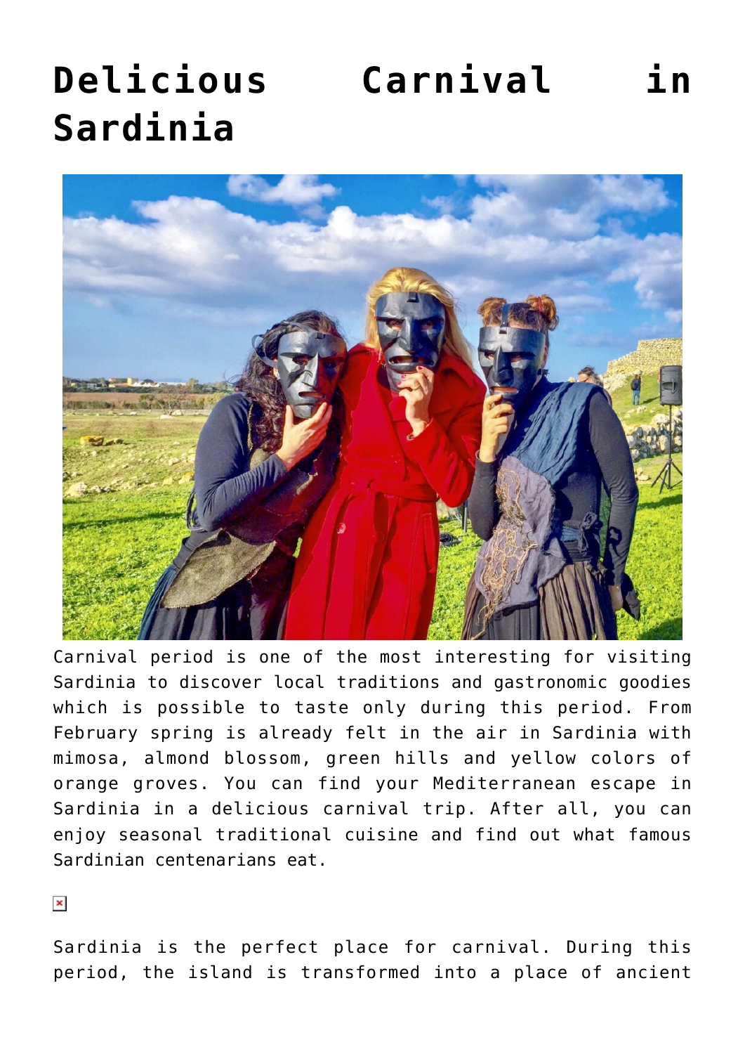# Delicious Carnival in Sardinia

Carnival period is one of the most interesting for visiting Sardinia to discover local traditions and gastronomic goodies which is possible to taste only during this period. From February spring is already felt in the air in Sardinia with mimosa, almond blossom, green hills and yellow colors of orange groves. You can find your Mediterranean escape in Sardinia in a delicious carnival trip. After all, you can enjoy seasonal traditional cuisine and find out what famous Sardinian centenarians eat.

Sardinia is the perfect place for carnival. During this period, the island is transformed into a place of ancient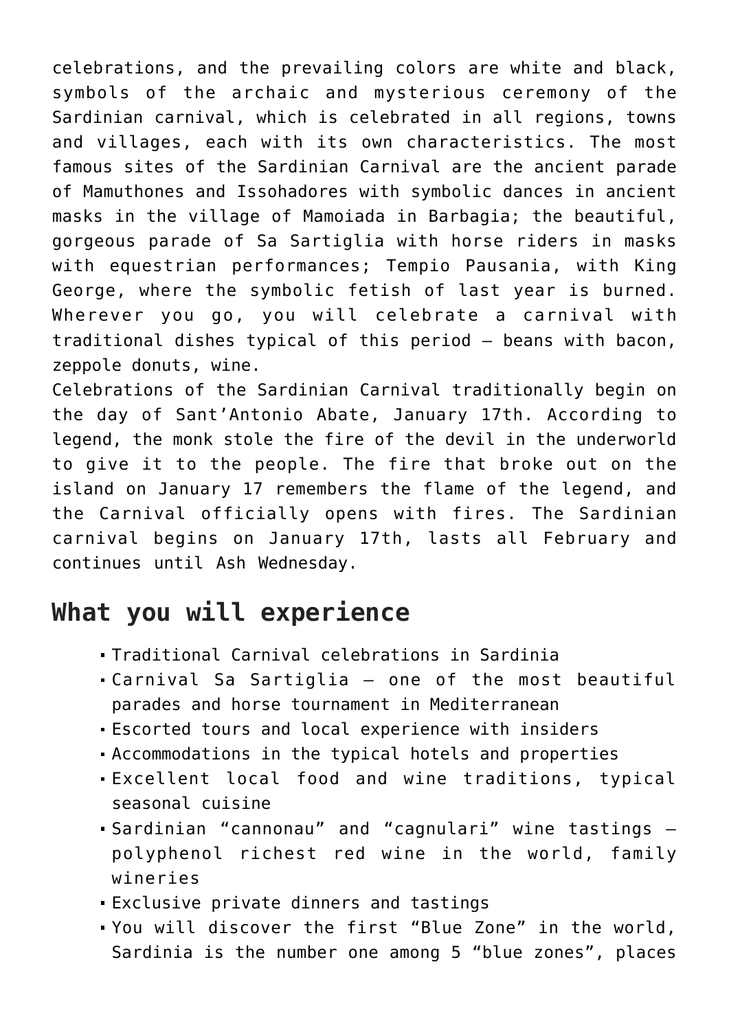celebrations, and the prevailing colors are white and black, symbols of the archaic and mysterious ceremony of the Sardinian carnival, which is celebrated in all regions, towns and villages, each with its own characteristics. The most famous sites of the Sardinian Carnival are the ancient parade of Mamuthones and Issohadores with symbolic dances in ancient masks in the village of Mamoiada in Barbagia; the beautiful, gorgeous parade of Sa Sartiglia with horse riders in masks with equestrian performances; Tempio Pausania, with King George, where the symbolic fetish of last year is burned. Wherever you go, you will celebrate a carnival with traditional dishes typical of this period – beans with bacon, zeppole donuts, wine.

Celebrations of the Sardinian Carnival traditionally begin on the day of Sant'Antonio Abate, January 17th. According to legend, the monk stole the fire of the devil in the underworld to give it to the people. The fire that broke out on the island on January 17 remembers the flame of the legend, and the Carnival officially opens with fires. The Sardinian carnival begins on January 17th, lasts all February and continues until Ash Wednesday.

## What you will experience

- Traditional Carnival celebrations in Sardinia
- Carnival Sa Sartiglia – one of the most beautiful parades and horse tournament in Mediterranean
- Escorted tours and local experience with insiders
- Accommodations in the typical hotels and properties
- Excellent local food and wine traditions, typical seasonal cuisine
- Sardinian "cannonau" and "cagnulari" wine tastings – polyphenol richest red wine in the world, family wineries
- Exclusive private dinners and tastings
- You will discover the first "Blue Zone" in the world, Sardinia is the number one among 5 "blue zones", places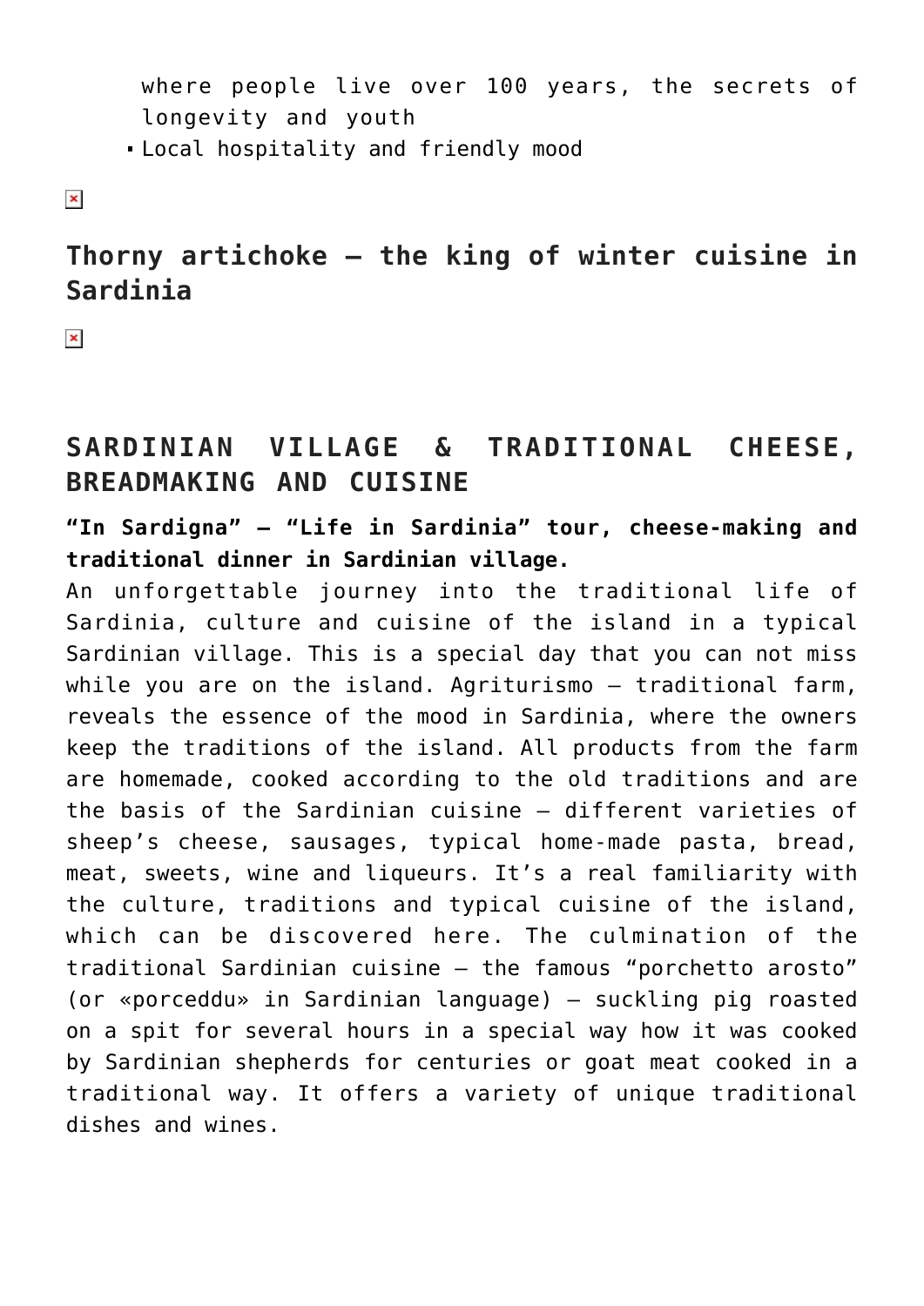where people live over 100 years, the secrets of longevity and youth

- Local hospitality and friendly mood

## Thorny artichoke – the king of winter cuisine in Sardinia

## SARDINIAN VILLAGE & TRADITIONAL CHEESE, BREADMAKING AND CUISINE

**"In Sardigna" – "Life in Sardinia" tour, cheese-making and traditional dinner in Sardinian village.**
An unforgettable journey into the traditional life of Sardinia, culture and cuisine of the island in a typical Sardinian village. This is a special day that you can not miss while you are on the island. Agriturismo – traditional farm, reveals the essence of the mood in Sardinia, where the owners keep the traditions of the island. All products from the farm are homemade, cooked according to the old traditions and are the basis of the Sardinian cuisine – different varieties of sheep's cheese, sausages, typical home-made pasta, bread, meat, sweets, wine and liqueurs. It's a real familiarity with the culture, traditions and typical cuisine of the island, which can be discovered here. The culmination of the traditional Sardinian cuisine – the famous "porchetto arosto" (or «porceddu» in Sardinian language) – suckling pig roasted on a spit for several hours in a special way how it was cooked by Sardinian shepherds for centuries or goat meat cooked in a traditional way. It offers a variety of unique traditional dishes and wines.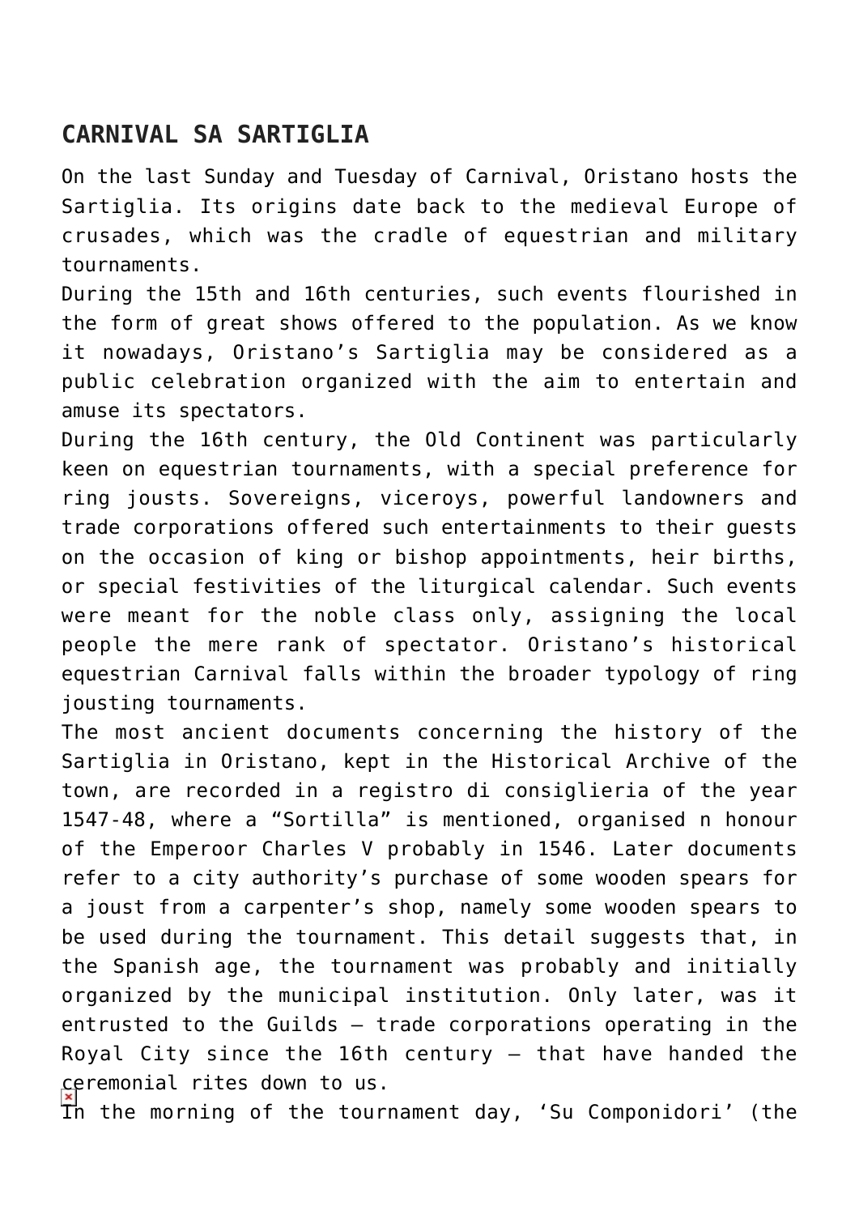## CARNIVAL SA SARTIGLIA

On the last Sunday and Tuesday of Carnival, Oristano hosts the Sartiglia. Its origins date back to the medieval Europe of crusades, which was the cradle of equestrian and military tournaments.

During the 15th and 16th centuries, such events flourished in the form of great shows offered to the population. As we know it nowadays, Oristano's Sartiglia may be considered as a public celebration organized with the aim to entertain and amuse its spectators.

During the 16th century, the Old Continent was particularly keen on equestrian tournaments, with a special preference for ring jousts. Sovereigns, viceroys, powerful landowners and trade corporations offered such entertainments to their guests on the occasion of king or bishop appointments, heir births, or special festivities of the liturgical calendar. Such events were meant for the noble class only, assigning the local people the mere rank of spectator. Oristano's historical equestrian Carnival falls within the broader typology of ring jousting tournaments.

The most ancient documents concerning the history of the Sartiglia in Oristano, kept in the Historical Archive of the town, are recorded in a registro di consiglieria of the year 1547-48, where a "Sortilla" is mentioned, organised n honour of the Emperoor Charles V probably in 1546. Later documents refer to a city authority's purchase of some wooden spears for a joust from a carpenter's shop, namely some wooden spears to be used during the tournament. This detail suggests that, in the Spanish age, the tournament was probably and initially organized by the municipal institution. Only later, was it entrusted to the Guilds – trade corporations operating in the Royal City since the 16th century – that have handed the ceremonial rites down to us.

In the morning of the tournament day, 'Su Componidori' (the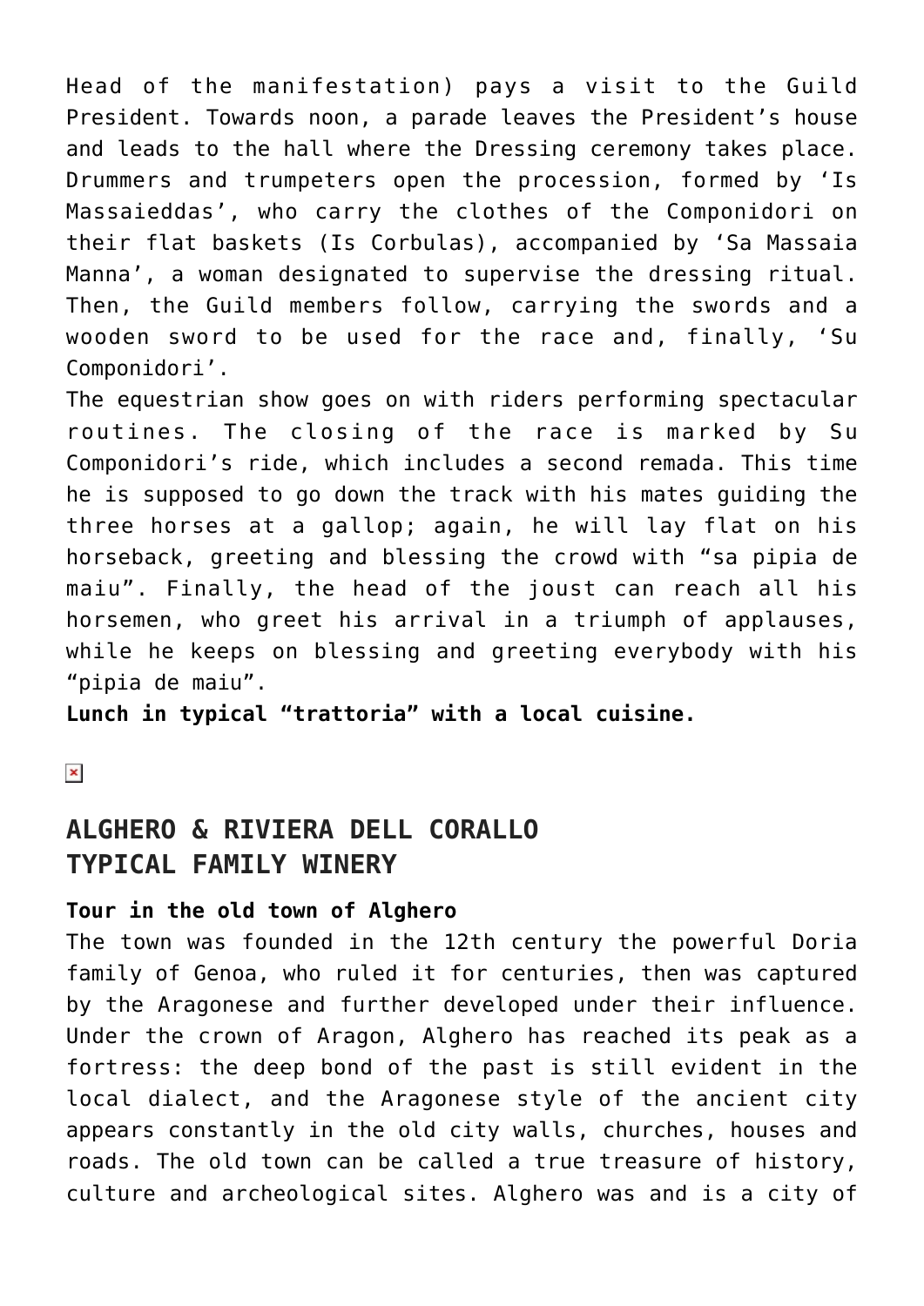Head of the manifestation) pays a visit to the Guild President. Towards noon, a parade leaves the President's house and leads to the hall where the Dressing ceremony takes place. Drummers and trumpeters open the procession, formed by 'Is Massaieddas', who carry the clothes of the Componidori on their flat baskets (Is Corbulas), accompanied by 'Sa Massaia Manna', a woman designated to supervise the dressing ritual. Then, the Guild members follow, carrying the swords and a wooden sword to be used for the race and, finally, 'Su Componidori'.

The equestrian show goes on with riders performing spectacular routines. The closing of the race is marked by Su Componidori's ride, which includes a second remada. This time he is supposed to go down the track with his mates guiding the three horses at a gallop; again, he will lay flat on his horseback, greeting and blessing the crowd with "sa pipia de maiu". Finally, the head of the joust can reach all his horsemen, who greet his arrival in a triumph of applauses, while he keeps on blessing and greeting everybody with his "pipia de maiu".

**Lunch in typical "trattoria" with a local cuisine.**

## ALGHERO & RIVIERA DELL CORALLO
## TYPICAL FAMILY WINERY

**Tour in the old town of Alghero**

The town was founded in the 12th century the powerful Doria family of Genoa, who ruled it for centuries, then was captured by the Aragonese and further developed under their influence. Under the crown of Aragon, Alghero has reached its peak as a fortress: the deep bond of the past is still evident in the local dialect, and the Aragonese style of the ancient city appears constantly in the old city walls, churches, houses and roads. The old town can be called a true treasure of history, culture and archeological sites. Alghero was and is a city of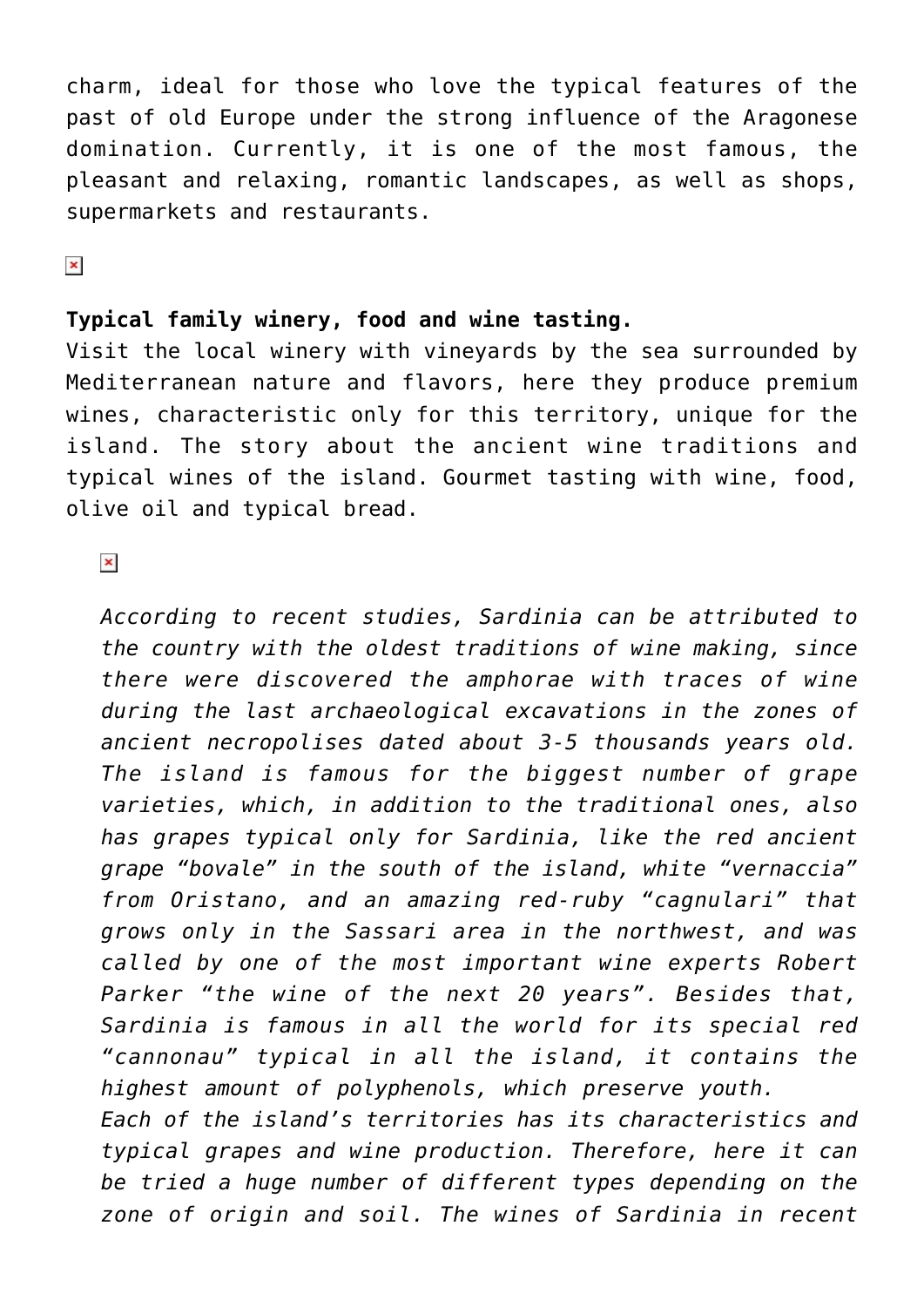charm, ideal for those who love the typical features of the past of old Europe under the strong influence of the Aragonese domination. Currently, it is one of the most famous, the pleasant and relaxing, romantic landscapes, as well as shops, supermarkets and restaurants.

**Typical family winery, food and wine tasting.**
Visit the local winery with vineyards by the sea surrounded by Mediterranean nature and flavors, here they produce premium wines, characteristic only for this territory, unique for the island. The story about the ancient wine traditions and typical wines of the island. Gourmet tasting with wine, food, olive oil and typical bread.

> *According to recent studies, Sardinia can be attributed to the country with the oldest traditions of wine making, since there were discovered the amphorae with traces of wine during the last archaeological excavations in the zones of ancient necropolises dated about 3-5 thousands years old. The island is famous for the biggest number of grape varieties, which, in addition to the traditional ones, also has grapes typical only for Sardinia, like the red ancient grape "bovale" in the south of the island, white "vernaccia" from Oristano, and an amazing red-ruby "cagnulari" that grows only in the Sassari area in the northwest, and was called by one of the most important wine experts Robert Parker "the wine of the next 20 years". Besides that, Sardinia is famous in all the world for its special red "cannonau" typical in all the island, it contains the highest amount of polyphenols, which preserve youth.*
> *Each of the island's territories has its characteristics and typical grapes and wine production. Therefore, here it can be tried a huge number of different types depending on the zone of origin and soil. The wines of Sardinia in recent*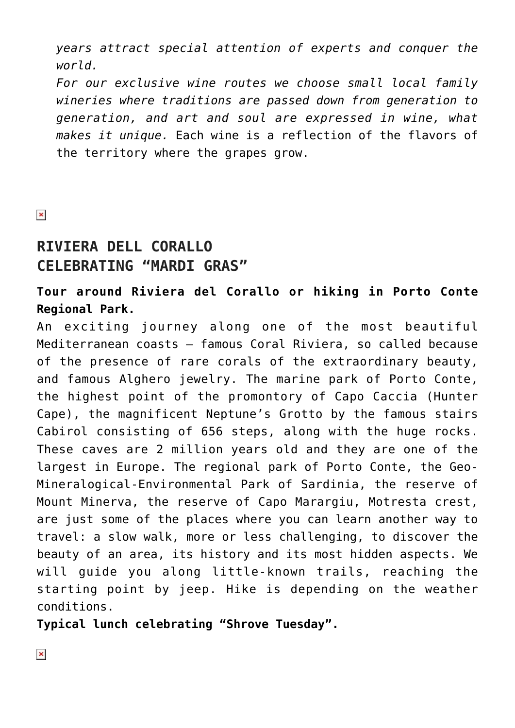*years attract special attention of experts and conquer the world.*

*For our exclusive wine routes we choose small local family wineries where traditions are passed down from generation to generation, and art and soul are expressed in wine, what makes it unique.* Each wine is a reflection of the flavors of the territory where the grapes grow.

## RIVIERA DELL CORALLO CELEBRATING "MARDI GRAS"

**Tour around Riviera del Corallo or hiking in Porto Conte Regional Park.**

An exciting journey along one of the most beautiful Mediterranean coasts – famous Coral Riviera, so called because of the presence of rare corals of the extraordinary beauty, and famous Alghero jewelry. The marine park of Porto Conte, the highest point of the promontory of Capo Caccia (Hunter Cape), the magnificent Neptune's Grotto by the famous stairs Cabirol consisting of 656 steps, along with the huge rocks. These caves are 2 million years old and they are one of the largest in Europe. The regional park of Porto Conte, the Geo-Mineralogical-Environmental Park of Sardinia, the reserve of Mount Minerva, the reserve of Capo Marargiu, Motresta crest, are just some of the places where you can learn another way to travel: a slow walk, more or less challenging, to discover the beauty of an area, its history and its most hidden aspects. We will guide you along little-known trails, reaching the starting point by jeep. Hike is depending on the weather conditions.

**Typical lunch celebrating "Shrove Tuesday".**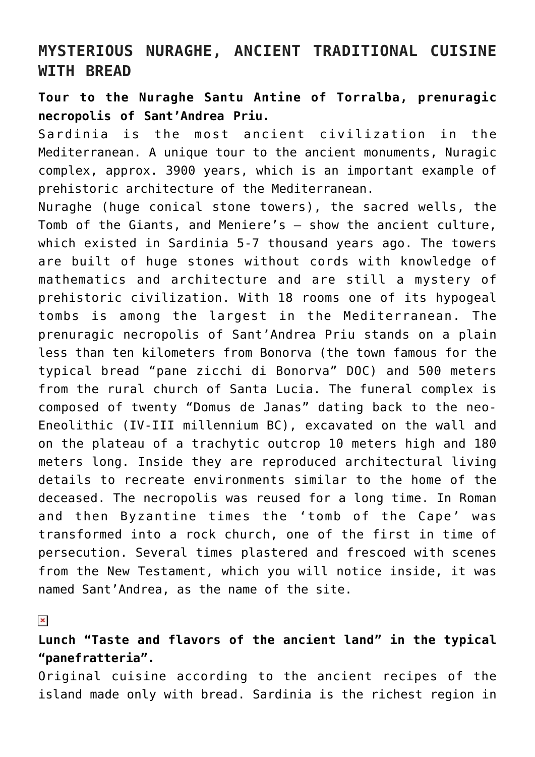## MYSTERIOUS NURAGHE, ANCIENT TRADITIONAL CUISINE WITH BREAD

**Tour to the Nuraghe Santu Antine of Torralba, prenuragic necropolis of Sant'Andrea Priu.**

Sardinia is the most ancient civilization in the Mediterranean. A unique tour to the ancient monuments, Nuragic complex, approx. 3900 years, which is an important example of prehistoric architecture of the Mediterranean.

Nuraghe (huge conical stone towers), the sacred wells, the Tomb of the Giants, and Meniere's – show the ancient culture, which existed in Sardinia 5-7 thousand years ago. The towers are built of huge stones without cords with knowledge of mathematics and architecture and are still a mystery of prehistoric civilization. With 18 rooms one of its hypogeal tombs is among the largest in the Mediterranean. The prenuragic necropolis of Sant'Andrea Priu stands on a plain less than ten kilometers from Bonorva (the town famous for the typical bread "pane zicchi di Bonorva" DOC) and 500 meters from the rural church of Santa Lucia. The funeral complex is composed of twenty "Domus de Janas" dating back to the neo-Eneolithic (IV-III millennium BC), excavated on the wall and on the plateau of a trachytic outcrop 10 meters high and 180 meters long. Inside they are reproduced architectural living details to recreate environments similar to the home of the deceased. The necropolis was reused for a long time. In Roman and then Byzantine times the 'tomb of the Cape' was transformed into a rock church, one of the first in time of persecution. Several times plastered and frescoed with scenes from the New Testament, which you will notice inside, it was named Sant'Andrea, as the name of the site.

**Lunch "Taste and flavors of the ancient land" in the typical "panefratteria".**

Original cuisine according to the ancient recipes of the island made only with bread. Sardinia is the richest region in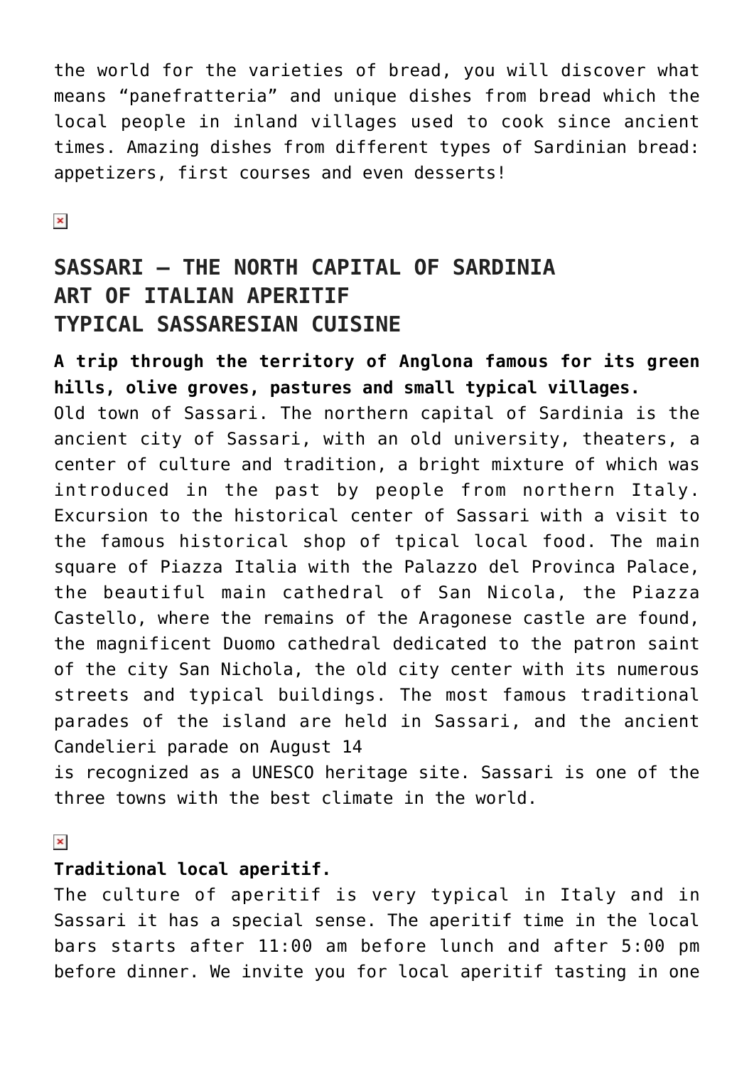the world for the varieties of bread, you will discover what means "panefratteria" and unique dishes from bread which the local people in inland villages used to cook since ancient times. Amazing dishes from different types of Sardinian bread: appetizers, first courses and even desserts!

## SASSARI – THE NORTH CAPITAL OF SARDINIA
## ART OF ITALIAN APERITIF
## TYPICAL SASSARESIAN CUISINE

**A trip through the territory of Anglona famous for its green hills, olive groves, pastures and small typical villages.**

Old town of Sassari. The northern capital of Sardinia is the ancient city of Sassari, with an old university, theaters, a center of culture and tradition, a bright mixture of which was introduced in the past by people from northern Italy. Excursion to the historical center of Sassari with a visit to the famous historical shop of tpical local food. The main square of Piazza Italia with the Palazzo del Provinca Palace, the beautiful main cathedral of San Nicola, the Piazza Castello, where the remains of the Aragonese castle are found, the magnificent Duomo cathedral dedicated to the patron saint of the city San Nichola, the old city center with its numerous streets and typical buildings. The most famous traditional parades of the island are held in Sassari, and the ancient Candelieri parade on August 14
is recognized as a UNESCO heritage site. Sassari is one of the three towns with the best climate in the world.

**Traditional local aperitif.**

The culture of aperitif is very typical in Italy and in Sassari it has a special sense. The aperitif time in the local bars starts after 11:00 am before lunch and after 5:00 pm before dinner. We invite you for local aperitif tasting in one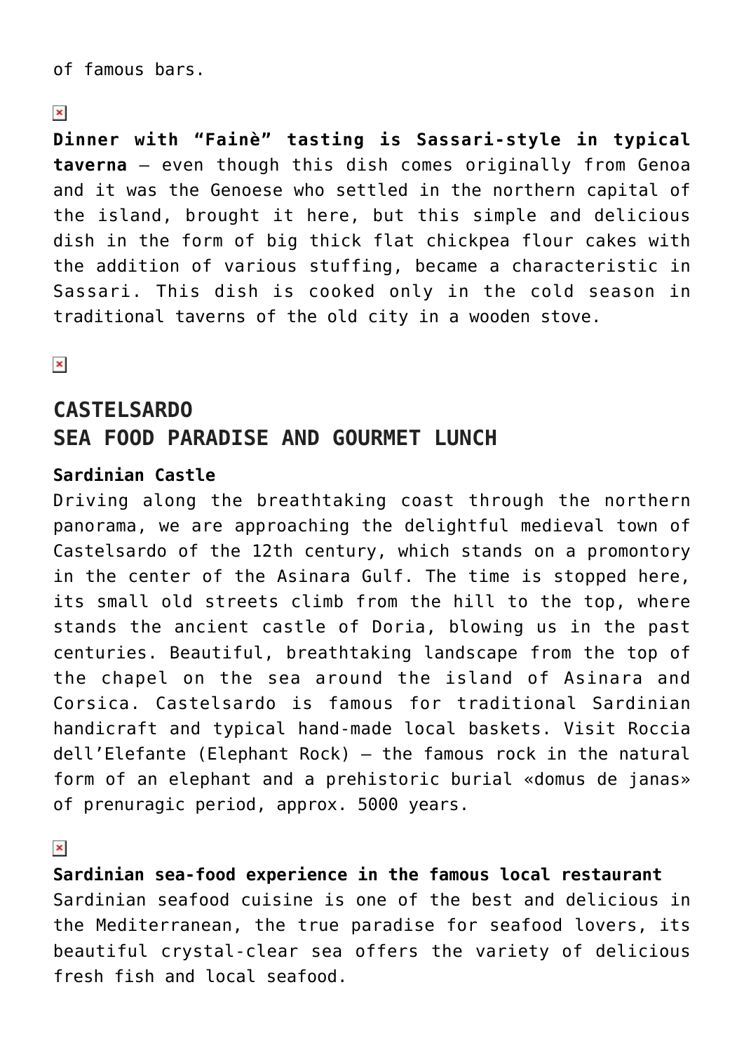of famous bars.

**Dinner with "Fainè" tasting is Sassari-style in typical taverna** – even though this dish comes originally from Genoa and it was the Genoese who settled in the northern capital of the island, brought it here, but this simple and delicious dish in the form of big thick flat chickpea flour cakes with the addition of various stuffing, became a characteristic in Sassari. This dish is cooked only in the cold season in traditional taverns of the old city in a wooden stove.

## CASTELSARDO
## SEA FOOD PARADISE AND GOURMET LUNCH

**Sardinian Castle**
Driving along the breathtaking coast through the northern panorama, we are approaching the delightful medieval town of Castelsardo of the 12th century, which stands on a promontory in the center of the Asinara Gulf. The time is stopped here, its small old streets climb from the hill to the top, where stands the ancient castle of Doria, blowing us in the past centuries. Beautiful, breathtaking landscape from the top of the chapel on the sea around the island of Asinara and Corsica. Castelsardo is famous for traditional Sardinian handicraft and typical hand-made local baskets. Visit Roccia dell'Elefante (Elephant Rock) – the famous rock in the natural form of an elephant and a prehistoric burial «domus de janas» of prenuragic period, approx. 5000 years.

**Sardinian sea-food experience in the famous local restaurant**
Sardinian seafood cuisine is one of the best and delicious in the Mediterranean, the true paradise for seafood lovers, its beautiful crystal-clear sea offers the variety of delicious fresh fish and local seafood.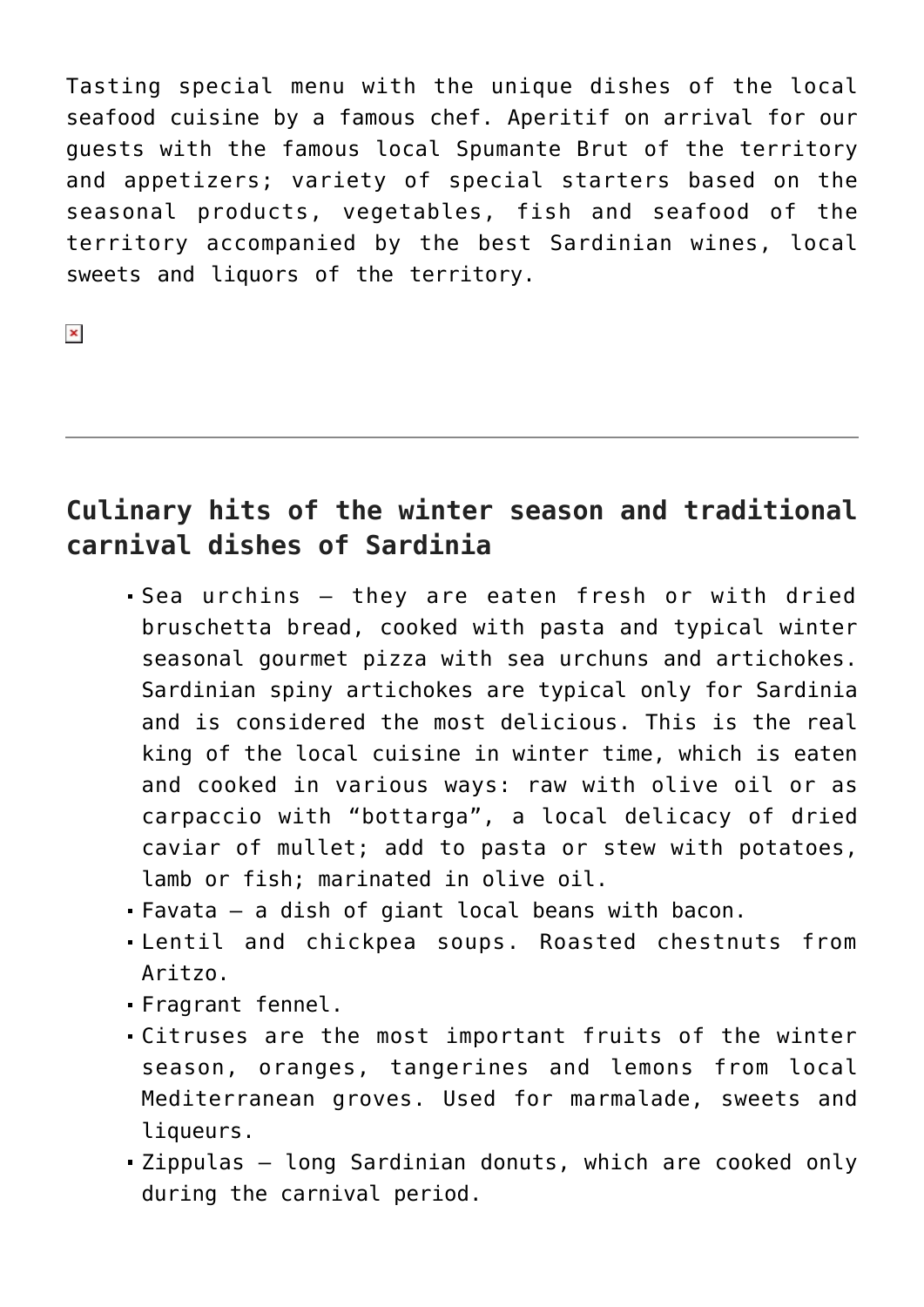Tasting special menu with the unique dishes of the local seafood cuisine by a famous chef. Aperitif on arrival for our guests with the famous local Spumante Brut of the territory and appetizers; variety of special starters based on the seasonal products, vegetables, fish and seafood of the territory accompanied by the best Sardinian wines, local sweets and liquors of the territory.

---

## Culinary hits of the winter season and traditional carnival dishes of Sardinia

- Sea urchins – they are eaten fresh or with dried bruschetta bread, cooked with pasta and typical winter seasonal gourmet pizza with sea urchuns and artichokes. Sardinian spiny artichokes are typical only for Sardinia and is considered the most delicious. This is the real king of the local cuisine in winter time, which is eaten and cooked in various ways: raw with olive oil or as carpaccio with "bottarga", a local delicacy of dried caviar of mullet; add to pasta or stew with potatoes, lamb or fish; marinated in olive oil.
- Favata – a dish of giant local beans with bacon.
- Lentil and chickpea soups. Roasted chestnuts from Aritzo.
- Fragrant fennel.
- Citruses are the most important fruits of the winter season, oranges, tangerines and lemons from local Mediterranean groves. Used for marmalade, sweets and liqueurs.
- Zippulas – long Sardinian donuts, which are cooked only during the carnival period.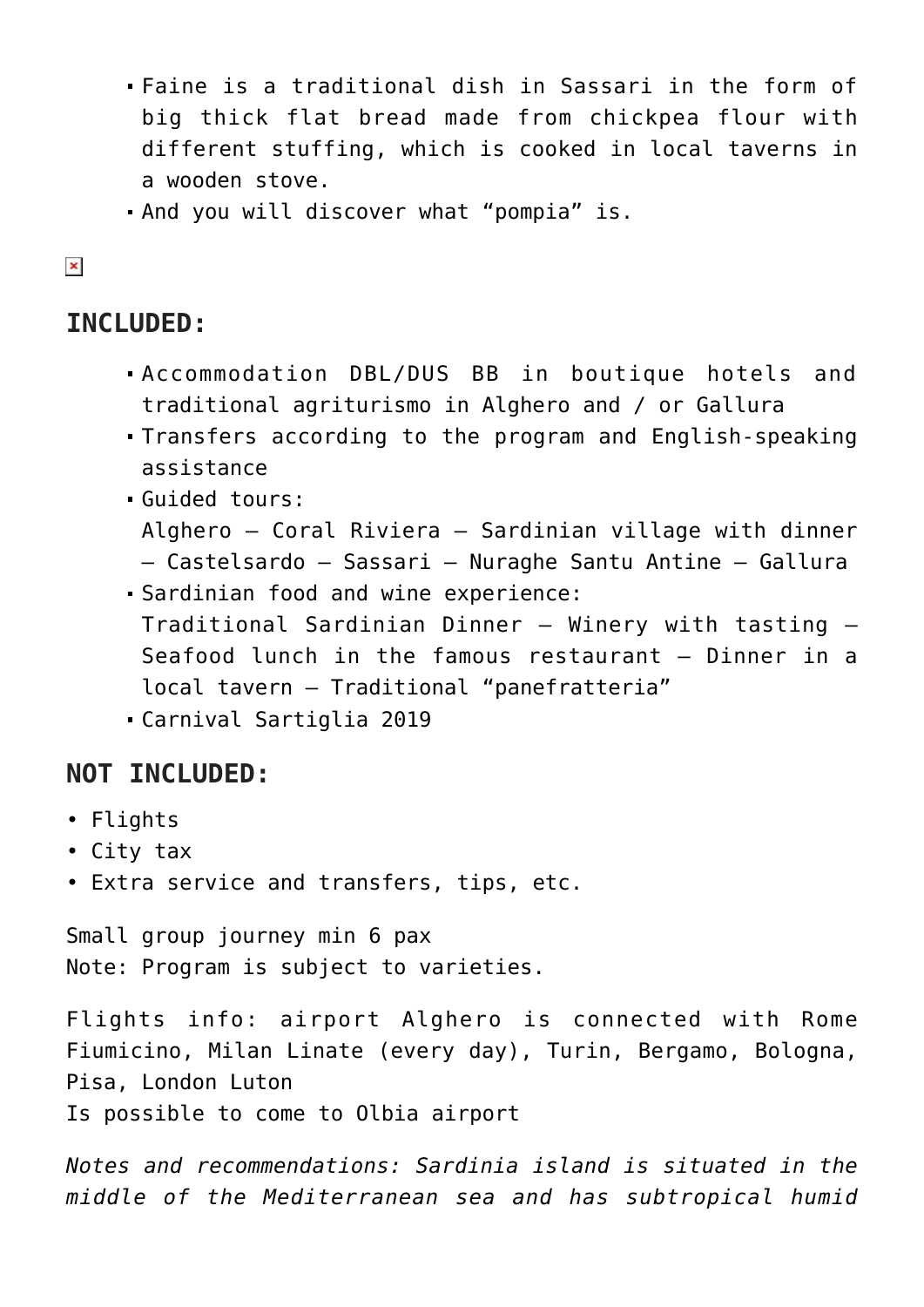- Faine is a traditional dish in Sassari in the form of big thick flat bread made from chickpea flour with different stuffing, which is cooked in local taverns in a wooden stove.
- And you will discover what “pompia” is.

## INCLUDED:

- Accommodation DBL/DUS BB in boutique hotels and traditional agriturismo in Alghero and / or Gallura
- Transfers according to the program and English-speaking assistance
- Guided tours:
  Alghero – Coral Riviera – Sardinian village with dinner – Castelsardo – Sassari – Nuraghe Santu Antine – Gallura
- Sardinian food and wine experience:
  Traditional Sardinian Dinner – Winery with tasting – Seafood lunch in the famous restaurant – Dinner in a local tavern – Traditional “panefratteria”
- Carnival Sartiglia 2019

## NOT INCLUDED:

- Flights
- City tax
- Extra service and transfers, tips, etc.

Small group journey min 6 pax
Note: Program is subject to varieties.

Flights info: airport Alghero is connected with Rome Fiumicino, Milan Linate (every day), Turin, Bergamo, Bologna, Pisa, London Luton
Is possible to come to Olbia airport

*Notes and recommendations: Sardinia island is situated in the middle of the Mediterranean sea and has subtropical humid*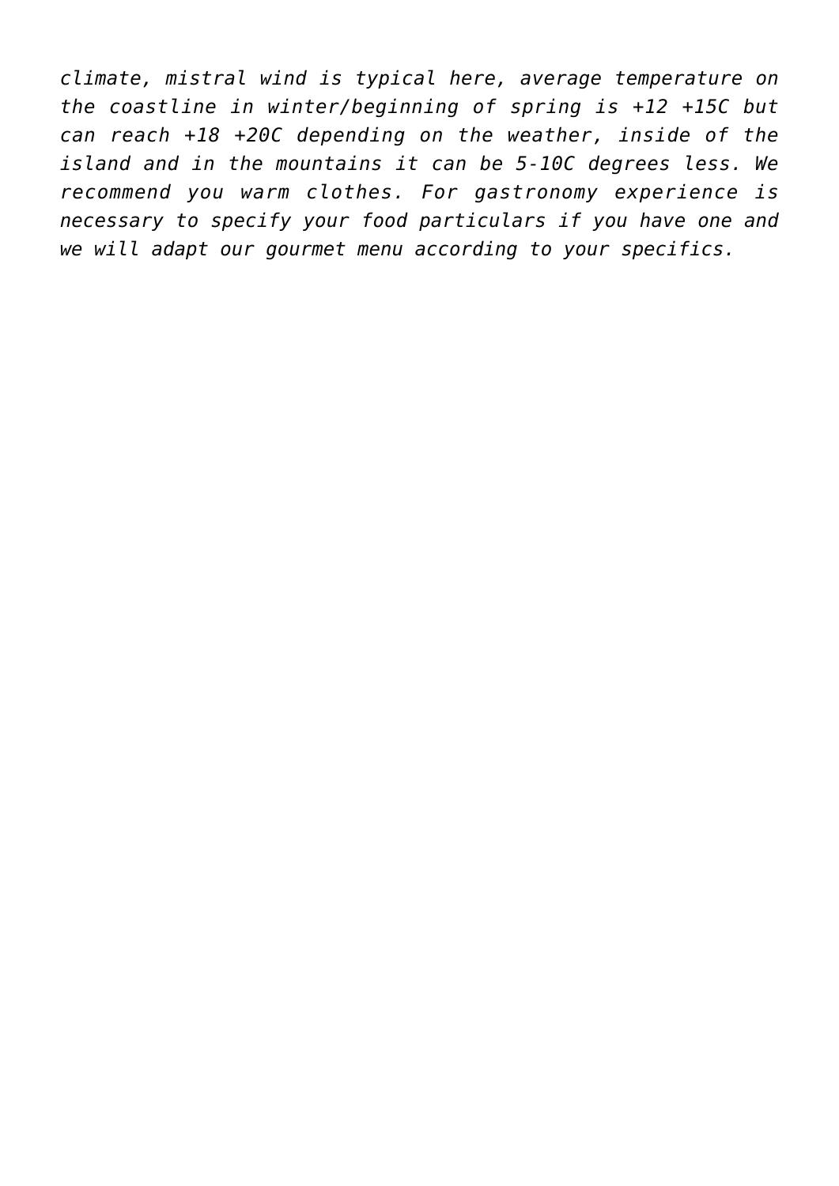*climate, mistral wind is typical here, average temperature on the coastline in winter/beginning of spring is +12 +15C but can reach +18 +20C depending on the weather, inside of the island and in the mountains it can be 5-10C degrees less. We recommend you warm clothes. For gastronomy experience is necessary to specify your food particulars if you have one and we will adapt our gourmet menu according to your specifics.*